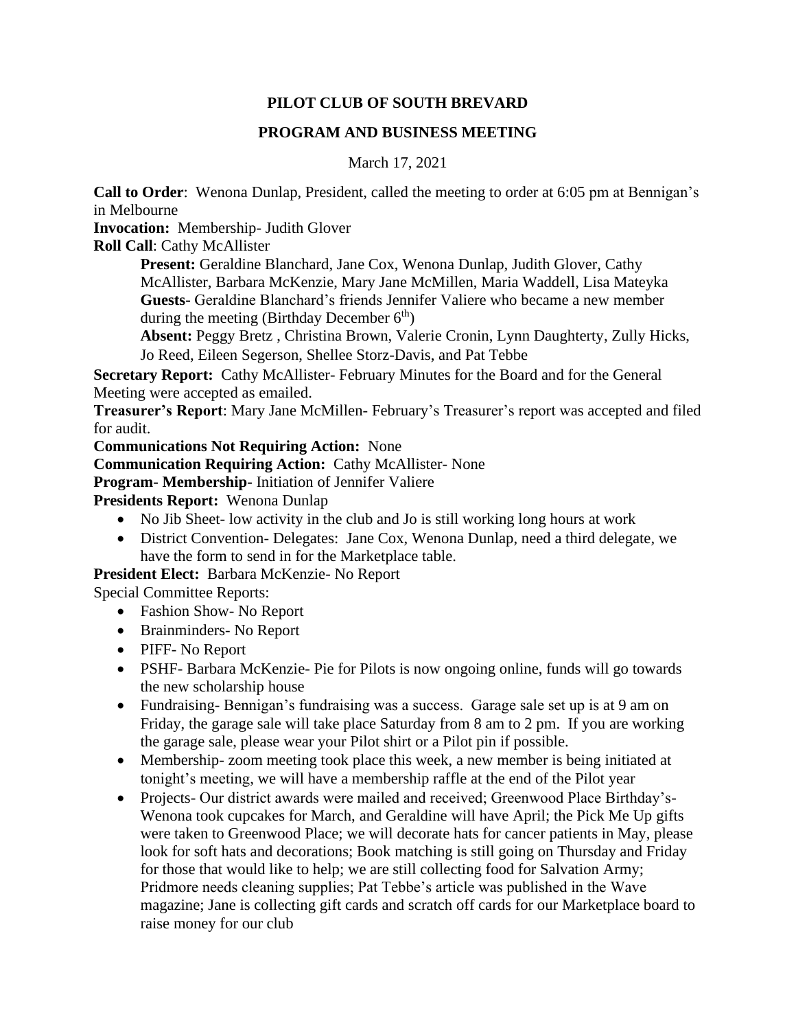# PILOT CLUB OF SOUTH BREVARD

## PROGRAM AND BUSINESS MEETING

March 17, 2021

**Call to Order**: Wenona Dunlap, President, called the meeting to order at 6:05 pm at Bennigan's in Melbourne

**Invocation:** Membership- Judith Glover

**Roll Call**: Cathy McAllister

> **Present:** Geraldine Blanchard, Jane Cox, Wenona Dunlap, Judith Glover, Cathy McAllister, Barbara McKenzie, Mary Jane McMillen, Maria Waddell, Lisa Mateyka
>
> **Guests-** Geraldine Blanchard's friends Jennifer Valiere who became a new member during the meeting (Birthday December 6th)
>
> **Absent:** Peggy Bretz , Christina Brown, Valerie Cronin, Lynn Daughterty, Zully Hicks, Jo Reed, Eileen Segerson, Shellee Storz-Davis, and Pat Tebbe

**Secretary Report:** Cathy McAllister- February Minutes for the Board and for the General Meeting were accepted as emailed.

**Treasurer's Report**: Mary Jane McMillen- February's Treasurer's report was accepted and filed for audit.

**Communications Not Requiring Action:** None

**Communication Requiring Action:** Cathy McAllister- None

**Program- Membership-** Initiation of Jennifer Valiere

**Presidents Report:** Wenona Dunlap

- No Jib Sheet- low activity in the club and Jo is still working long hours at work
- District Convention- Delegates: Jane Cox, Wenona Dunlap, need a third delegate, we have the form to send in for the Marketplace table.

**President Elect:** Barbara McKenzie- No Report

Special Committee Reports:

- Fashion Show- No Report
- Brainminders- No Report
- PIFF- No Report
- PSHF- Barbara McKenzie- Pie for Pilots is now ongoing online, funds will go towards the new scholarship house
- Fundraising- Bennigan's fundraising was a success. Garage sale set up is at 9 am on Friday, the garage sale will take place Saturday from 8 am to 2 pm. If you are working the garage sale, please wear your Pilot shirt or a Pilot pin if possible.
- Membership- zoom meeting took place this week, a new member is being initiated at tonight's meeting, we will have a membership raffle at the end of the Pilot year
- Projects- Our district awards were mailed and received; Greenwood Place Birthday's-Wenona took cupcakes for March, and Geraldine will have April; the Pick Me Up gifts were taken to Greenwood Place; we will decorate hats for cancer patients in May, please look for soft hats and decorations; Book matching is still going on Thursday and Friday for those that would like to help; we are still collecting food for Salvation Army; Pridmore needs cleaning supplies; Pat Tebbe's article was published in the Wave magazine; Jane is collecting gift cards and scratch off cards for our Marketplace board to raise money for our club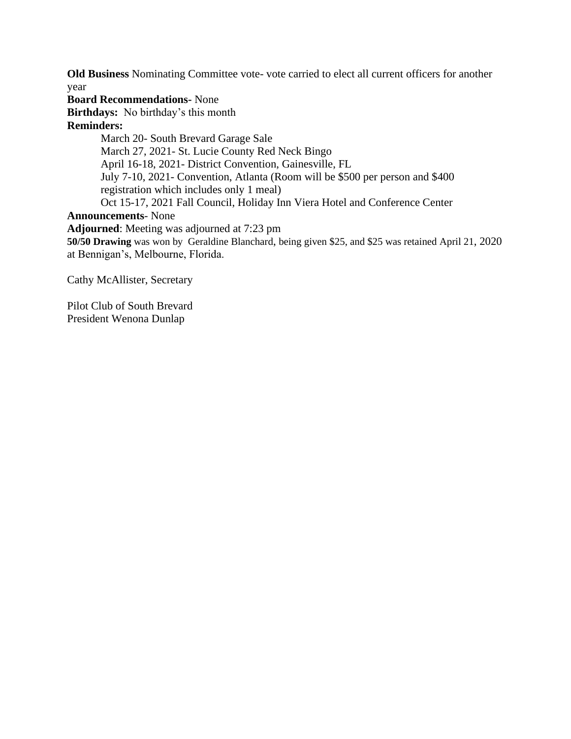**Old Business** Nominating Committee vote- vote carried to elect all current officers for another year

**Board Recommendations-** None

**Birthdays:** No birthday's this month

**Reminders:**

March 20- South Brevard Garage Sale
March 27, 2021- St. Lucie County Red Neck Bingo
April 16-18, 2021- District Convention, Gainesville, FL
July 7-10, 2021- Convention, Atlanta (Room will be $500 per person and $400 registration which includes only 1 meal)
Oct 15-17, 2021 Fall Council, Holiday Inn Viera Hotel and Conference Center

**Announcements**- None

**Adjourned**: Meeting was adjourned at 7:23 pm

**50/50 Drawing** was won by Geraldine Blanchard, being given $25, and $25 was retained April 21, 2020 at Bennigan's, Melbourne, Florida.

Cathy McAllister, Secretary

Pilot Club of South Brevard
President Wenona Dunlap